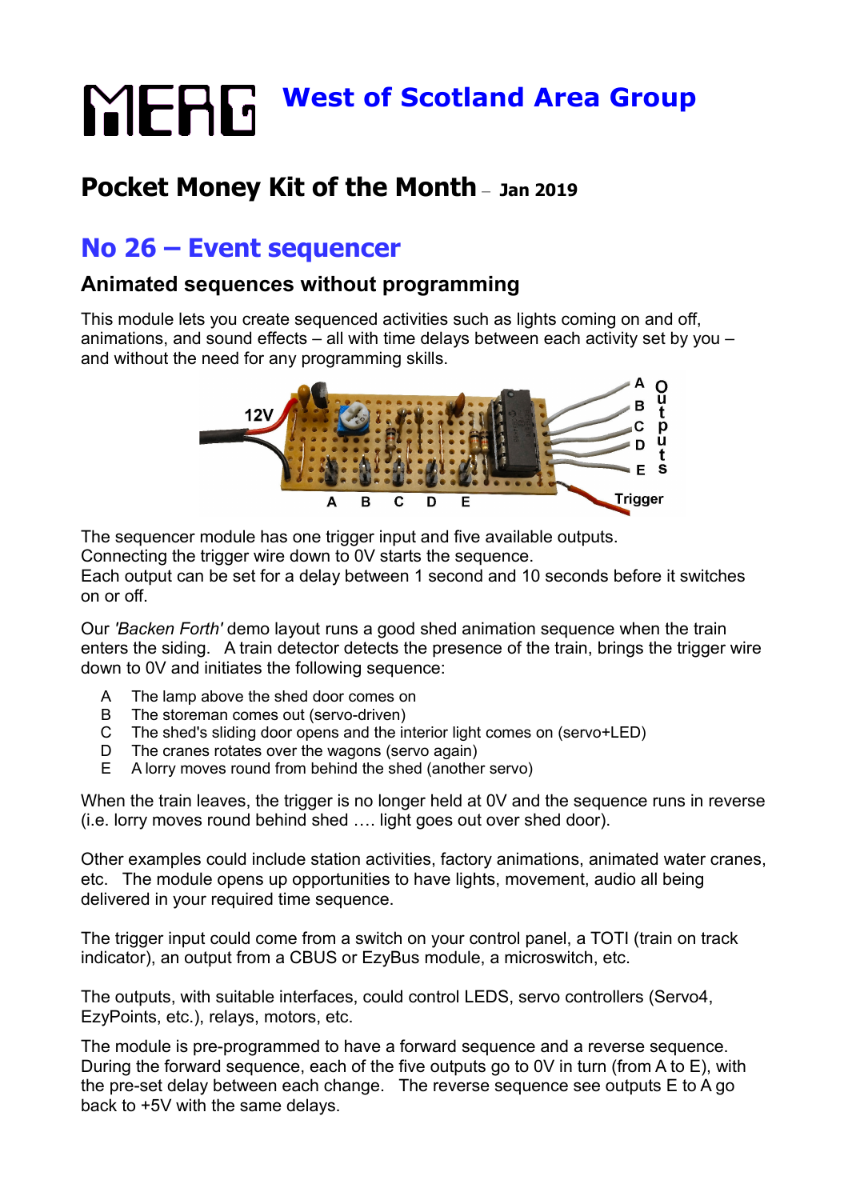# MERG West of Scotland Area Group

## Pocket Money Kit of the Month – Jan 2019

## No 26 – Event sequencer

### Animated sequences without programming

This module lets you create sequenced activities such as lights coming on and off, animations, and sound effects – all with time delays between each activity set by you – and without the need for any programming skills.

The sequencer module has one trigger input and five available outputs.
Connecting the trigger wire down to 0V starts the sequence.
Each output can be set for a delay between 1 second and 10 seconds before it switches on or off.

Our *'Backen Forth'* demo layout runs a good shed animation sequence when the train enters the siding. A train detector detects the presence of the train, brings the trigger wire down to 0V and initiates the following sequence:

- A The lamp above the shed door comes on
- B The storeman comes out (servo-driven)
- C The shed's sliding door opens and the interior light comes on (servo+LED)
- D The cranes rotates over the wagons (servo again)
- E A lorry moves round from behind the shed (another servo)

When the train leaves, the trigger is no longer held at 0V and the sequence runs in reverse (i.e. lorry moves round behind shed …. light goes out over shed door).

Other examples could include station activities, factory animations, animated water cranes, etc. The module opens up opportunities to have lights, movement, audio all being delivered in your required time sequence.

The trigger input could come from a switch on your control panel, a TOTI (train on track indicator), an output from a CBUS or EzyBus module, a microswitch, etc.

The outputs, with suitable interfaces, could control LEDS, servo controllers (Servo4, EzyPoints, etc.), relays, motors, etc.

The module is pre-programmed to have a forward sequence and a reverse sequence. During the forward sequence, each of the five outputs go to 0V in turn (from A to E), with the pre-set delay between each change. The reverse sequence see outputs E to A go back to +5V with the same delays.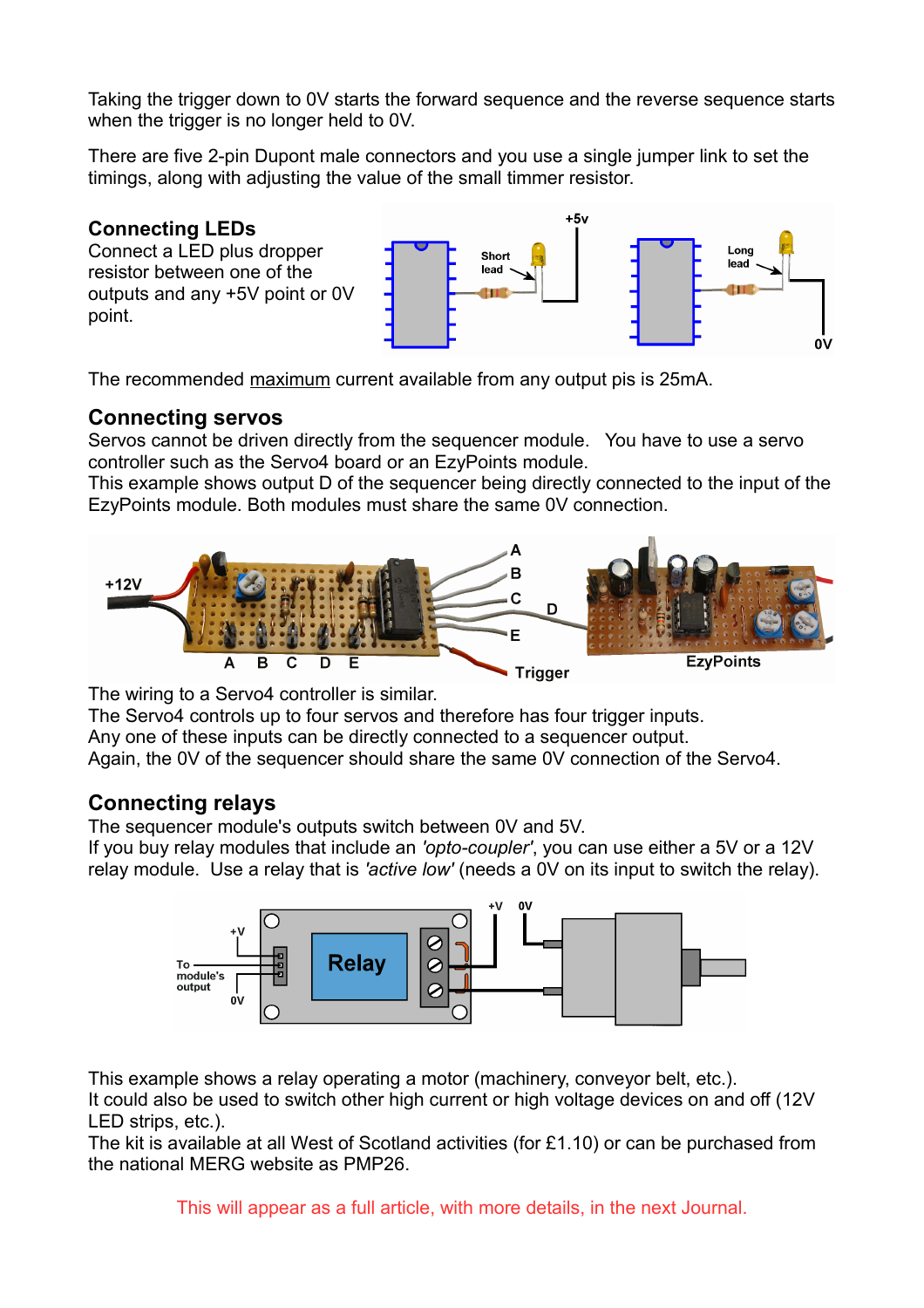Taking the trigger down to 0V starts the forward sequence and the reverse sequence starts when the trigger is no longer held to 0V.

There are five 2-pin Dupont male connectors and you use a single jumper link to set the timings, along with adjusting the value of the small timmer resistor.

## Connecting LEDs

Connect a LED plus dropper resistor between one of the outputs and any +5V point or 0V point.

+5v

Short lead

Long lead

0V

The recommended maximum current available from any output pis is 25mA.

## Connecting servos

Servos cannot be driven directly from the sequencer module. You have to use a servo controller such as the Servo4 board or an EzyPoints module.
This example shows output D of the sequencer being directly connected to the input of the EzyPoints module. Both modules must share the same 0V connection.

+12V

A B C D E

Trigger

EzyPoints

The wiring to a Servo4 controller is similar.
The Servo4 controls up to four servos and therefore has four trigger inputs.
Any one of these inputs can be directly connected to a sequencer output.
Again, the 0V of the sequencer should share the same 0V connection of the Servo4.

## Connecting relays

The sequencer module's outputs switch between 0V and 5V.
If you buy relay modules that include an *'opto-coupler'*, you can use either a 5V or a 12V relay module. Use a relay that is *'active low'* (needs a 0V on its input to switch the relay).

+V

To module's output

0V

Relay

+V 0V

This example shows a relay operating a motor (machinery, conveyor belt, etc.).
It could also be used to switch other high current or high voltage devices on and off (12V LED strips, etc.).
The kit is available at all West of Scotland activities (for £1.10) or can be purchased from the national MERG website as PMP26.

This will appear as a full article, with more details, in the next Journal.